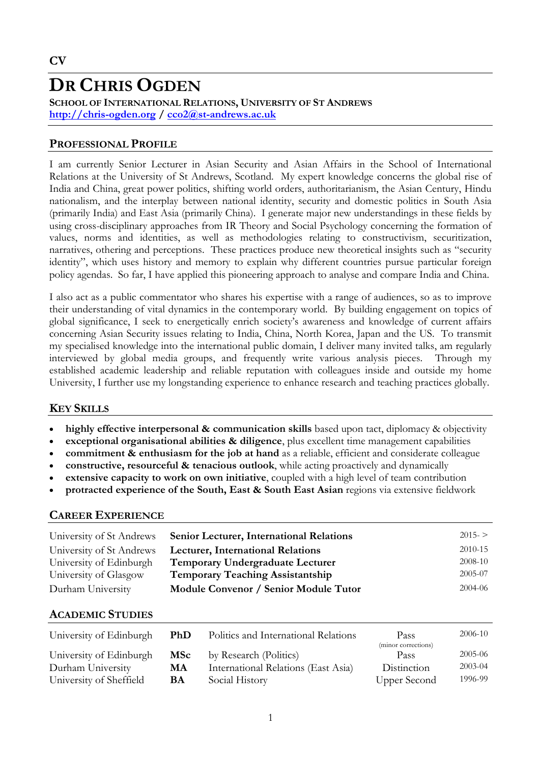**CV**

# DR CHRIS OGDEN

**SCHOOL OF INTERNATIONAL RELATIONS, UNIVERSITY OF ST ANDREWS**
**http://chris-ogden.org / cco2@st-andrews.ac.uk**

## PROFESSIONAL PROFILE

I am currently Senior Lecturer in Asian Security and Asian Affairs in the School of International Relations at the University of St Andrews, Scotland. My expert knowledge concerns the global rise of India and China, great power politics, shifting world orders, authoritarianism, the Asian Century, Hindu nationalism, and the interplay between national identity, security and domestic politics in South Asia (primarily India) and East Asia (primarily China). I generate major new understandings in these fields by using cross-disciplinary approaches from IR Theory and Social Psychology concerning the formation of values, norms and identities, as well as methodologies relating to constructivism, securitization, narratives, othering and perceptions. These practices produce new theoretical insights such as "security identity", which uses history and memory to explain why different countries pursue particular foreign policy agendas. So far, I have applied this pioneering approach to analyse and compare India and China.

I also act as a public commentator who shares his expertise with a range of audiences, so as to improve their understanding of vital dynamics in the contemporary world. By building engagement on topics of global significance, I seek to energetically enrich society's awareness and knowledge of current affairs concerning Asian Security issues relating to India, China, North Korea, Japan and the US. To transmit my specialised knowledge into the international public domain, I deliver many invited talks, am regularly interviewed by global media groups, and frequently write various analysis pieces. Through my established academic leadership and reliable reputation with colleagues inside and outside my home University, I further use my longstanding experience to enhance research and teaching practices globally.

## KEY SKILLS

- **highly effective interpersonal & communication skills** based upon tact, diplomacy & objectivity
- **exceptional organisational abilities & diligence**, plus excellent time management capabilities
- **commitment & enthusiasm for the job at hand** as a reliable, efficient and considerate colleague
- **constructive, resourceful & tenacious outlook**, while acting proactively and dynamically
- **extensive capacity to work on own initiative**, coupled with a high level of team contribution
- **protracted experience of the South, East & South East Asian** regions via extensive fieldwork

## CAREER EXPERIENCE

| | | |
|---|---|---|
| University of St Andrews | **Senior Lecturer, International Relations** | 2015- > |
| University of St Andrews | **Lecturer, International Relations** | 2010-15 |
| University of Edinburgh | **Temporary Undergraduate Lecturer** | 2008-10 |
| University of Glasgow | **Temporary Teaching Assistantship** | 2005-07 |
| Durham University | **Module Convenor / Senior Module Tutor** | 2004-06 |

## ACADEMIC STUDIES

| | | | | |
|---|---|---|---|---|
| University of Edinburgh | **PhD** | Politics and International Relations | Pass (minor corrections) | 2006-10 |
| University of Edinburgh | **MSc** | by Research (Politics) | Pass | 2005-06 |
| Durham University | **MA** | International Relations (East Asia) | Distinction | 2003-04 |
| University of Sheffield | **BA** | Social History | Upper Second | 1996-99 |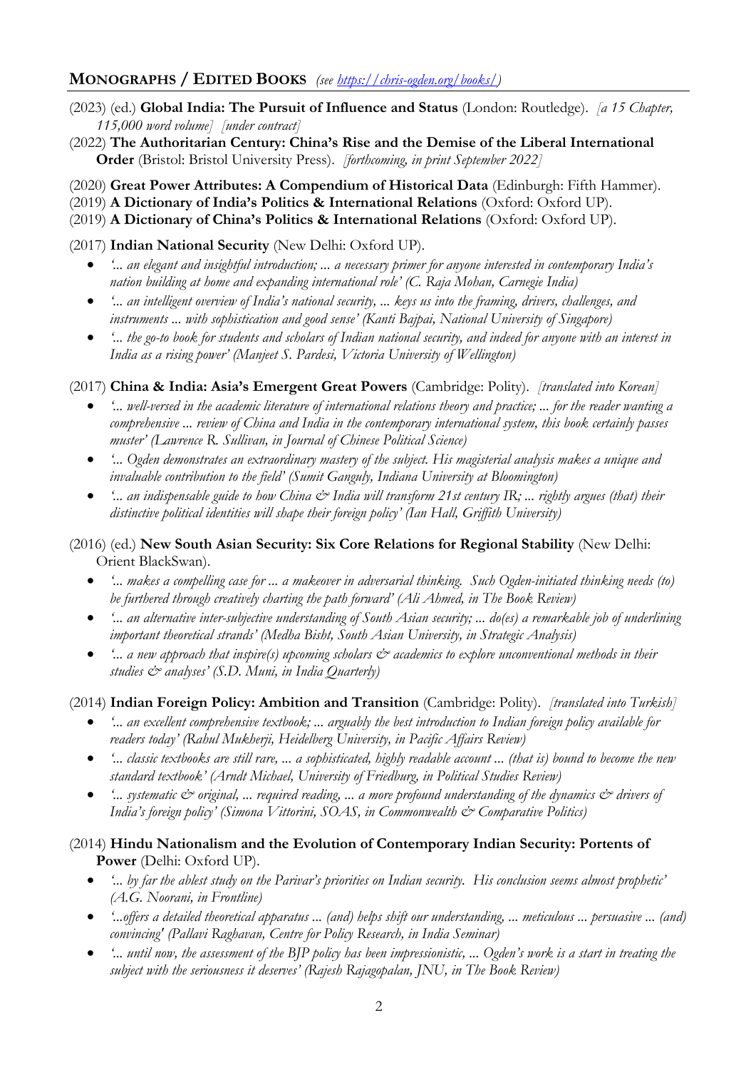## MONOGRAPHS / EDITED BOOKS *(see https://chris-ogden.org/books/)*

(2023) (ed.) **Global India: The Pursuit of Influence and Status** (London: Routledge). *[a 15 Chapter, 115,000 word volume] [under contract]*

(2022) **The Authoritarian Century: China's Rise and the Demise of the Liberal International Order** (Bristol: Bristol University Press). *[forthcoming, in print September 2022]*

(2020) **Great Power Attributes: A Compendium of Historical Data** (Edinburgh: Fifth Hammer).

(2019) **A Dictionary of India's Politics & International Relations** (Oxford: Oxford UP).

(2019) **A Dictionary of China's Politics & International Relations** (Oxford: Oxford UP).

(2017) **Indian National Security** (New Delhi: Oxford UP).

- *'... an elegant and insightful introduction; ... a necessary primer for anyone interested in contemporary India's nation building at home and expanding international role' (C. Raja Mohan, Carnegie India)*
- *'... an intelligent overview of India's national security, ... keys us into the framing, drivers, challenges, and instruments ... with sophistication and good sense' (Kanti Bajpai, National University of Singapore)*
- *'... the go-to book for students and scholars of Indian national security, and indeed for anyone with an interest in India as a rising power' (Manjeet S. Pardesi, Victoria University of Wellington)*

(2017) **China & India: Asia's Emergent Great Powers** (Cambridge: Polity). *[translated into Korean]*

- *'... well-versed in the academic literature of international relations theory and practice; ... for the reader wanting a comprehensive ... review of China and India in the contemporary international system, this book certainly passes muster' (Lawrence R. Sullivan, in Journal of Chinese Political Science)*
- *'... Ogden demonstrates an extraordinary mastery of the subject. His magisterial analysis makes a unique and invaluable contribution to the field' (Sumit Ganguly, Indiana University at Bloomington)*
- *'... an indispensable guide to how China & India will transform 21st century IR; ... rightly argues (that) their distinctive political identities will shape their foreign policy' (Ian Hall, Griffith University)*

(2016) (ed.) **New South Asian Security: Six Core Relations for Regional Stability** (New Delhi: Orient BlackSwan).

- *'... makes a compelling case for ... a makeover in adversarial thinking. Such Ogden-initiated thinking needs (to) be furthered through creatively charting the path forward' (Ali Ahmed, in The Book Review)*
- *'... an alternative inter-subjective understanding of South Asian security; ... do(es) a remarkable job of underlining important theoretical strands' (Medha Bisht, South Asian University, in Strategic Analysis)*
- *'... a new approach that inspire(s) upcoming scholars & academics to explore unconventional methods in their studies & analyses' (S.D. Muni, in India Quarterly)*

(2014) **Indian Foreign Policy: Ambition and Transition** (Cambridge: Polity). *[translated into Turkish]*

- *'... an excellent comprehensive textbook; ... arguably the best introduction to Indian foreign policy available for readers today' (Rahul Mukherji, Heidelberg University, in Pacific Affairs Review)*
- *'... classic textbooks are still rare, ... a sophisticated, highly readable account ... (that is) bound to become the new standard textbook' (Arndt Michael, University of Friedburg, in Political Studies Review)*
- *'... systematic & original, ... required reading, ... a more profound understanding of the dynamics & drivers of India's foreign policy' (Simona Vittorini, SOAS, in Commonwealth & Comparative Politics)*

(2014) **Hindu Nationalism and the Evolution of Contemporary Indian Security: Portents of Power** (Delhi: Oxford UP).

- *'... by far the ablest study on the Parivar's priorities on Indian security. His conclusion seems almost prophetic' (A.G. Noorani, in Frontline)*
- *'...offers a detailed theoretical apparatus ... (and) helps shift our understanding, ... meticulous ... persuasive ... (and) convincing' (Pallavi Raghavan, Centre for Policy Research, in India Seminar)*
- *'... until now, the assessment of the BJP policy has been impressionistic, ... Ogden's work is a start in treating the subject with the seriousness it deserves' (Rajesh Rajagopalan, JNU, in The Book Review)*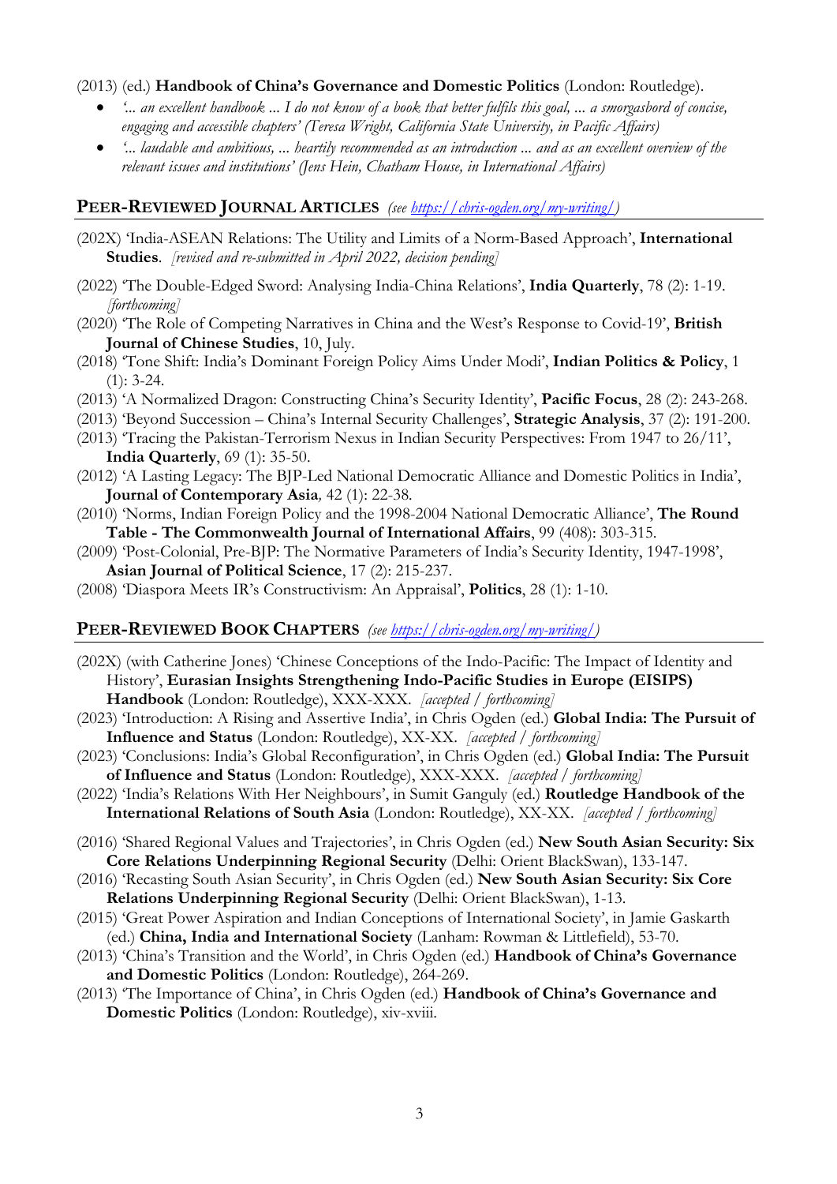(2013) (ed.) **Handbook of China's Governance and Domestic Politics** (London: Routledge).

- *'... an excellent handbook ... I do not know of a book that better fulfils this goal, ... a smorgasbord of concise, engaging and accessible chapters' (Teresa Wright, California State University, in Pacific Affairs)*
- *'... laudable and ambitious, ... heartily recommended as an introduction ... and as an excellent overview of the relevant issues and institutions' (Jens Hein, Chatham House, in International Affairs)*

## PEER-REVIEWED JOURNAL ARTICLES *(see https://chris-ogden.org/my-writing/)*

(202X) 'India-ASEAN Relations: The Utility and Limits of a Norm-Based Approach', **International Studies**. *[revised and re-submitted in April 2022, decision pending]*

(2022) 'The Double-Edged Sword: Analysing India-China Relations', **India Quarterly**, 78 (2): 1-19. *[forthcoming]*

(2020) 'The Role of Competing Narratives in China and the West's Response to Covid-19', **British Journal of Chinese Studies**, 10, July.

(2018) 'Tone Shift: India's Dominant Foreign Policy Aims Under Modi', **Indian Politics & Policy**, 1 (1): 3-24.

(2013) 'A Normalized Dragon: Constructing China's Security Identity', **Pacific Focus**, 28 (2): 243-268.

(2013) 'Beyond Succession – China's Internal Security Challenges', **Strategic Analysis**, 37 (2): 191-200.

(2013) 'Tracing the Pakistan-Terrorism Nexus in Indian Security Perspectives: From 1947 to 26/11', **India Quarterly**, 69 (1): 35-50.

(2012) 'A Lasting Legacy: The BJP-Led National Democratic Alliance and Domestic Politics in India', **Journal of Contemporary Asia***,* 42 (1): 22-38.

(2010) 'Norms, Indian Foreign Policy and the 1998-2004 National Democratic Alliance', **The Round Table - The Commonwealth Journal of International Affairs**, 99 (408): 303-315.

(2009) 'Post-Colonial, Pre-BJP: The Normative Parameters of India's Security Identity, 1947-1998', **Asian Journal of Political Science**, 17 (2): 215-237.

(2008) 'Diaspora Meets IR's Constructivism: An Appraisal', **Politics**, 28 (1): 1-10.

## PEER-REVIEWED BOOK CHAPTERS *(see https://chris-ogden.org/my-writing/)*

(202X) (with Catherine Jones) 'Chinese Conceptions of the Indo-Pacific: The Impact of Identity and History', **Eurasian Insights Strengthening Indo-Pacific Studies in Europe (EISIPS) Handbook** (London: Routledge), XXX-XXX. *[accepted / forthcoming]*

(2023) 'Introduction: A Rising and Assertive India', in Chris Ogden (ed.) **Global India: The Pursuit of Influence and Status** (London: Routledge), XX-XX. *[accepted / forthcoming]*

(2023) 'Conclusions: India's Global Reconfiguration', in Chris Ogden (ed.) **Global India: The Pursuit of Influence and Status** (London: Routledge), XXX-XXX. *[accepted / forthcoming]*

(2022) 'India's Relations With Her Neighbours', in Sumit Ganguly (ed.) **Routledge Handbook of the International Relations of South Asia** (London: Routledge), XX-XX. *[accepted / forthcoming]*

(2016) 'Shared Regional Values and Trajectories', in Chris Ogden (ed.) **New South Asian Security: Six Core Relations Underpinning Regional Security** (Delhi: Orient BlackSwan), 133-147.

(2016) 'Recasting South Asian Security', in Chris Ogden (ed.) **New South Asian Security: Six Core Relations Underpinning Regional Security** (Delhi: Orient BlackSwan), 1-13.

(2015) 'Great Power Aspiration and Indian Conceptions of International Society', in Jamie Gaskarth (ed.) **China, India and International Society** (Lanham: Rowman & Littlefield), 53-70.

(2013) 'China's Transition and the World', in Chris Ogden (ed.) **Handbook of China's Governance and Domestic Politics** (London: Routledge), 264-269.

(2013) 'The Importance of China', in Chris Ogden (ed.) **Handbook of China's Governance and Domestic Politics** (London: Routledge), xiv-xviii.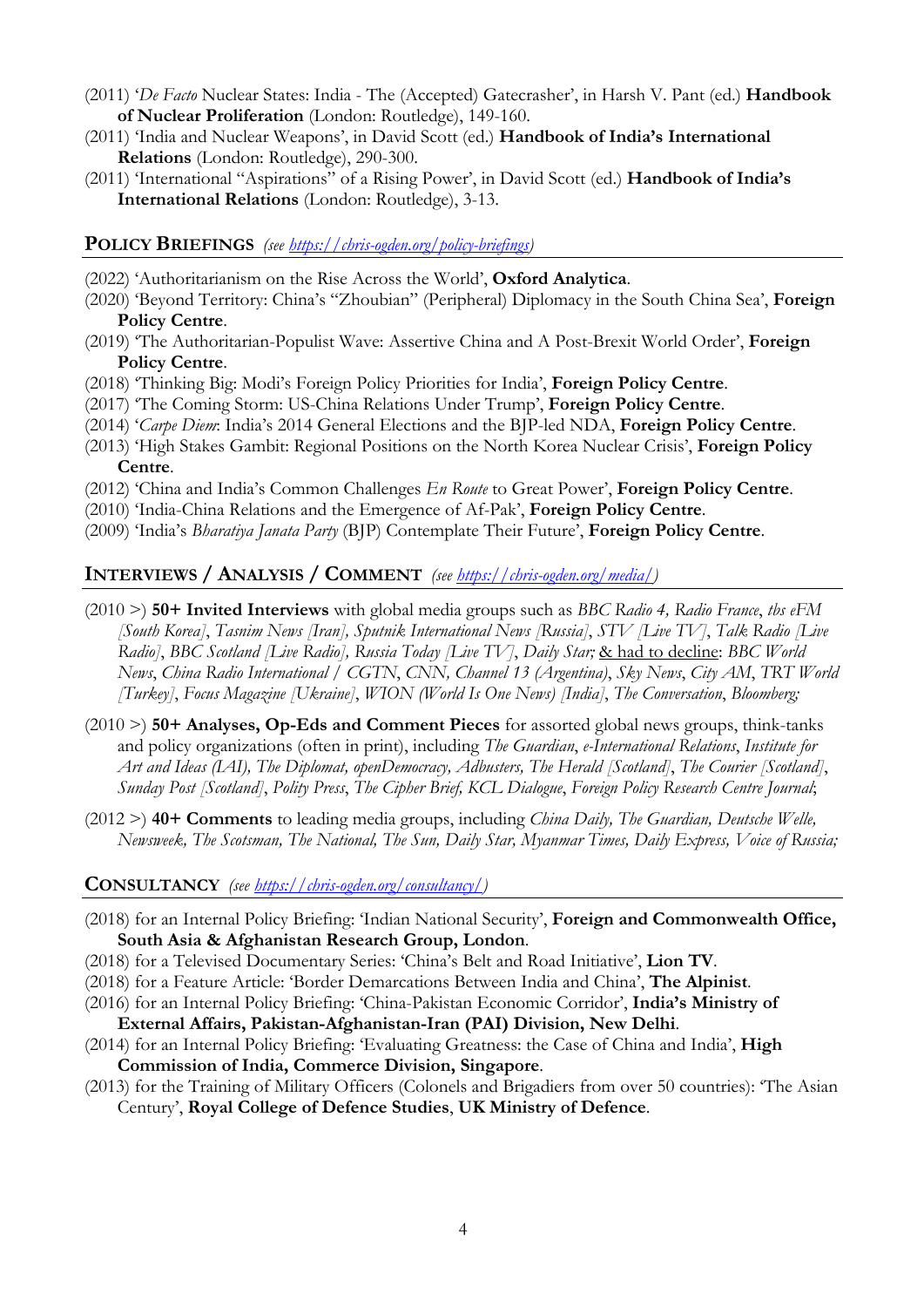(2011) '*De Facto* Nuclear States: India - The (Accepted) Gatecrasher', in Harsh V. Pant (ed.) **Handbook of Nuclear Proliferation** (London: Routledge), 149-160.

(2011) 'India and Nuclear Weapons', in David Scott (ed.) **Handbook of India's International Relations** (London: Routledge), 290-300.

(2011) 'International "Aspirations" of a Rising Power', in David Scott (ed.) **Handbook of India's International Relations** (London: Routledge), 3-13.

## POLICY BRIEFINGS *(see https://chris-ogden.org/policy-briefings)*

(2022) 'Authoritarianism on the Rise Across the World', **Oxford Analytica**.

(2020) 'Beyond Territory: China's "Zhoubian" (Peripheral) Diplomacy in the South China Sea', **Foreign Policy Centre**.

(2019) 'The Authoritarian-Populist Wave: Assertive China and A Post-Brexit World Order', **Foreign Policy Centre**.

(2018) 'Thinking Big: Modi's Foreign Policy Priorities for India', **Foreign Policy Centre**.

(2017) 'The Coming Storm: US-China Relations Under Trump', **Foreign Policy Centre**.

(2014) '*Carpe Diem*: India's 2014 General Elections and the BJP-led NDA, **Foreign Policy Centre**.

(2013) 'High Stakes Gambit: Regional Positions on the North Korea Nuclear Crisis', **Foreign Policy Centre**.

(2012) 'China and India's Common Challenges *En Route* to Great Power', **Foreign Policy Centre**.

(2010) 'India-China Relations and the Emergence of Af-Pak', **Foreign Policy Centre**.

(2009) 'India's *Bharatiya Janata Party* (BJP) Contemplate Their Future', **Foreign Policy Centre**.

## INTERVIEWS / ANALYSIS / COMMENT *(see https://chris-ogden.org/media/)*

(2010 >) **50+ Invited Interviews** with global media groups such as *BBC Radio 4, Radio France*, *tbs eFM [South Korea]*, *Tasnim News [Iran]*, *Sputnik International News [Russia]*, *STV [Live TV]*, *Talk Radio [Live Radio]*, *BBC Scotland [Live Radio]*, *Russia Today [Live TV]*, *Daily Star;* & had to decline: *BBC World News*, *China Radio International / CGTN*, *CNN, Channel 13 (Argentina)*, *Sky News*, *City AM*, *TRT World [Turkey]*, *Focus Magazine [Ukraine]*, *WION (World Is One News) [India]*, *The Conversation*, *Bloomberg;*

(2010 >) **50+ Analyses, Op-Eds and Comment Pieces** for assorted global news groups, think-tanks and policy organizations (often in print), including *The Guardian*, *e-International Relations*, *Institute for Art and Ideas (IAI), The Diplomat, openDemocracy, Adbusters, The Herald [Scotland]*, *The Courier [Scotland]*, *Sunday Post [Scotland]*, *Polity Press*, *The Cipher Brief, KCL Dialogue*, *Foreign Policy Research Centre Journal*;

(2012 >) **40+ Comments** to leading media groups, including *China Daily, The Guardian, Deutsche Welle, Newsweek, The Scotsman, The National, The Sun, Daily Star, Myanmar Times, Daily Express, Voice of Russia;*

## CONSULTANCY *(see https://chris-ogden.org/consultancy/)*

(2018) for an Internal Policy Briefing: 'Indian National Security', **Foreign and Commonwealth Office, South Asia & Afghanistan Research Group, London**.

(2018) for a Televised Documentary Series: 'China's Belt and Road Initiative', **Lion TV**.

(2018) for a Feature Article: 'Border Demarcations Between India and China', **The Alpinist**.

(2016) for an Internal Policy Briefing: 'China-Pakistan Economic Corridor', **India's Ministry of External Affairs, Pakistan-Afghanistan-Iran (PAI) Division, New Delhi**.

(2014) for an Internal Policy Briefing: 'Evaluating Greatness: the Case of China and India', **High Commission of India, Commerce Division, Singapore**.

(2013) for the Training of Military Officers (Colonels and Brigadiers from over 50 countries): 'The Asian Century', **Royal College of Defence Studies**, **UK Ministry of Defence**.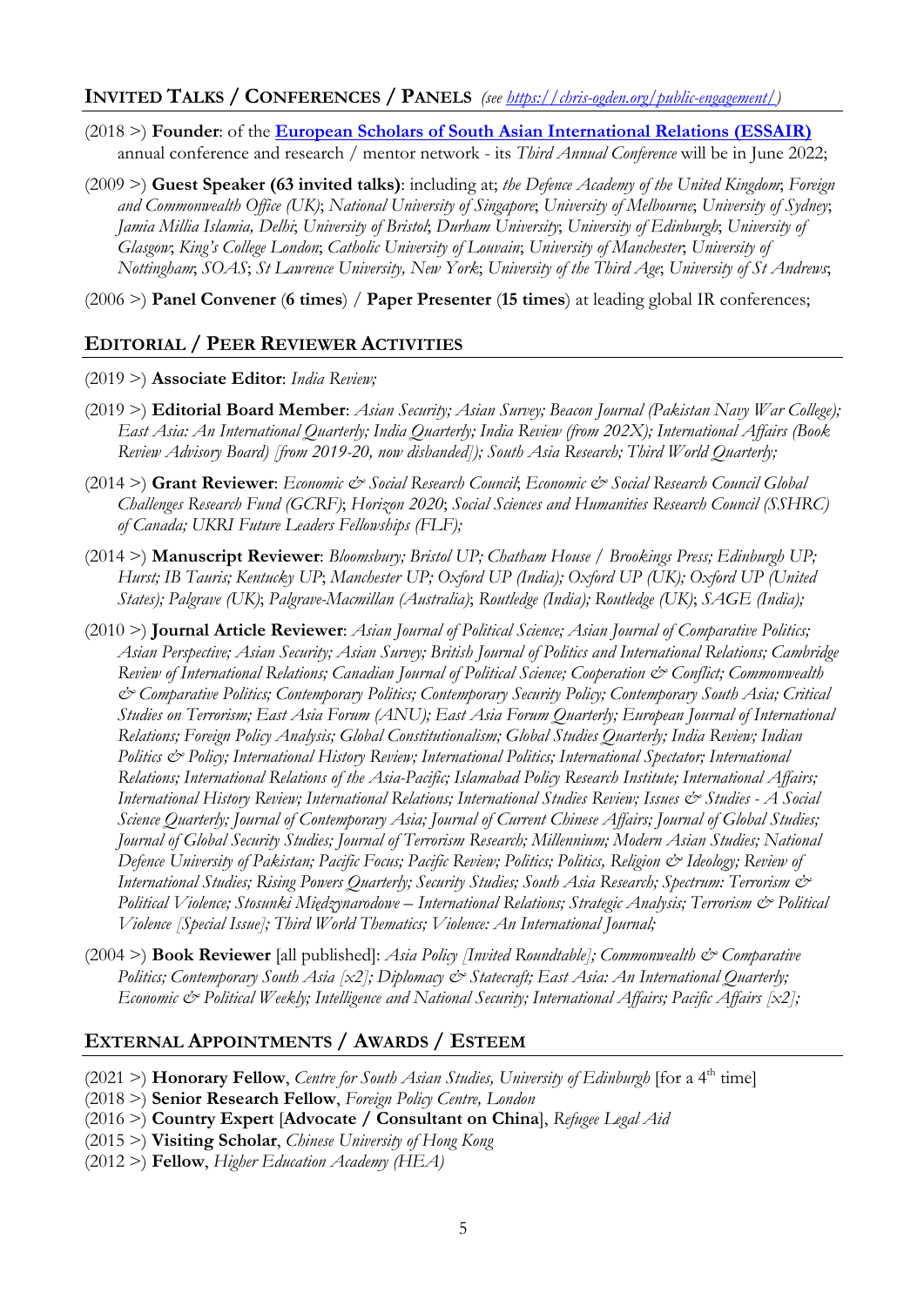## INVITED TALKS / CONFERENCES / PANELS *(see https://chris-ogden.org/public-engagement/)*

(2018 >) **Founder**: of the **European Scholars of South Asian International Relations (ESSAIR)** annual conference and research / mentor network - its *Third Annual Conference* will be in June 2022;

(2009 >) **Guest Speaker (63 invited talks)**: including at; *the Defence Academy of the United Kingdom*; *Foreign and Commonwealth Office (UK)*; *National University of Singapore*; *University of Melbourne*; *University of Sydney*; *Jamia Millia Islamia, Delhi*; *University of Bristol*; *Durham University*; *University of Edinburgh*; *University of Glasgow*; *King's College London*; *Catholic University of Louvain*; *University of Manchester*; *University of Nottingham*; *SOAS*; *St Lawrence University, New York*; *University of the Third Age*; *University of St Andrews*;

(2006 >) **Panel Convener** (**6 times**) / **Paper Presenter** (**15 times**) at leading global IR conferences;

## EDITORIAL / PEER REVIEWER ACTIVITIES

(2019 >) **Associate Editor**: *India Review;*

(2019 >) **Editorial Board Member**: *Asian Security; Asian Survey; Beacon Journal (Pakistan Navy War College); East Asia: An International Quarterly; India Quarterly; India Review (from 202X); International Affairs (Book Review Advisory Board) [from 2019-20, now disbanded]); South Asia Research; Third World Quarterly;*

(2014 >) **Grant Reviewer**: *Economic & Social Research Council*; *Economic & Social Research Council Global Challenges Research Fund (GCRF)*; *Horizon 2020*; *Social Sciences and Humanities Research Council (SSHRC) of Canada; UKRI Future Leaders Fellowships (FLF);*

(2014 >) **Manuscript Reviewer**: *Bloomsbury; Bristol UP; Chatham House / Brookings Press; Edinburgh UP; Hurst; IB Tauris; Kentucky UP*; *Manchester UP; Oxford UP (India); Oxford UP (UK); Oxford UP (United States); Palgrave (UK)*; *Palgrave-Macmillan (Australia)*; *Routledge (India); Routledge (UK)*; *SAGE (India);*

(2010 >) **Journal Article Reviewer**: *Asian Journal of Political Science; Asian Journal of Comparative Politics; Asian Perspective; Asian Security; Asian Survey; British Journal of Politics and International Relations; Cambridge Review of International Relations; Canadian Journal of Political Science; Cooperation & Conflict; Commonwealth & Comparative Politics; Contemporary Politics; Contemporary Security Policy; Contemporary South Asia; Critical Studies on Terrorism; East Asia Forum (ANU); East Asia Forum Quarterly; European Journal of International Relations; Foreign Policy Analysis; Global Constitutionalism; Global Studies Quarterly; India Review; Indian Politics & Policy; International History Review; International Politics; International Spectator; International Relations; International Relations of the Asia-Pacific; Islamabad Policy Research Institute; International Affairs; International History Review; International Relations; International Studies Review; Issues & Studies - A Social Science Quarterly; Journal of Contemporary Asia; Journal of Current Chinese Affairs; Journal of Global Studies; Journal of Global Security Studies; Journal of Terrorism Research; Millennium; Modern Asian Studies; National Defence University of Pakistan; Pacific Focus; Pacific Review; Politics; Politics, Religion & Ideology; Review of International Studies; Rising Powers Quarterly; Security Studies; South Asia Research; Spectrum: Terrorism & Political Violence; Stosunki Międzynarodowe – International Relations; Strategic Analysis; Terrorism & Political Violence [Special Issue]; Third World Thematics; Violence: An International Journal;*

(2004 >) **Book Reviewer** [all published]: *Asia Policy [Invited Roundtable]; Commonwealth & Comparative Politics; Contemporary South Asia [x2]; Diplomacy & Statecraft; East Asia: An International Quarterly; Economic & Political Weekly; Intelligence and National Security; International Affairs; Pacific Affairs [x2];*

## EXTERNAL APPOINTMENTS / AWARDS / ESTEEM

(2021 >) **Honorary Fellow**, *Centre for South Asian Studies, University of Edinburgh* [for a 4th time]
(2018 >) **Senior Research Fellow**, *Foreign Policy Centre, London*
(2016 >) **Country Expert** [**Advocate / Consultant on China**], *Refugee Legal Aid*
(2015 >) **Visiting Scholar**, *Chinese University of Hong Kong*
(2012 >) **Fellow**, *Higher Education Academy (HEA)*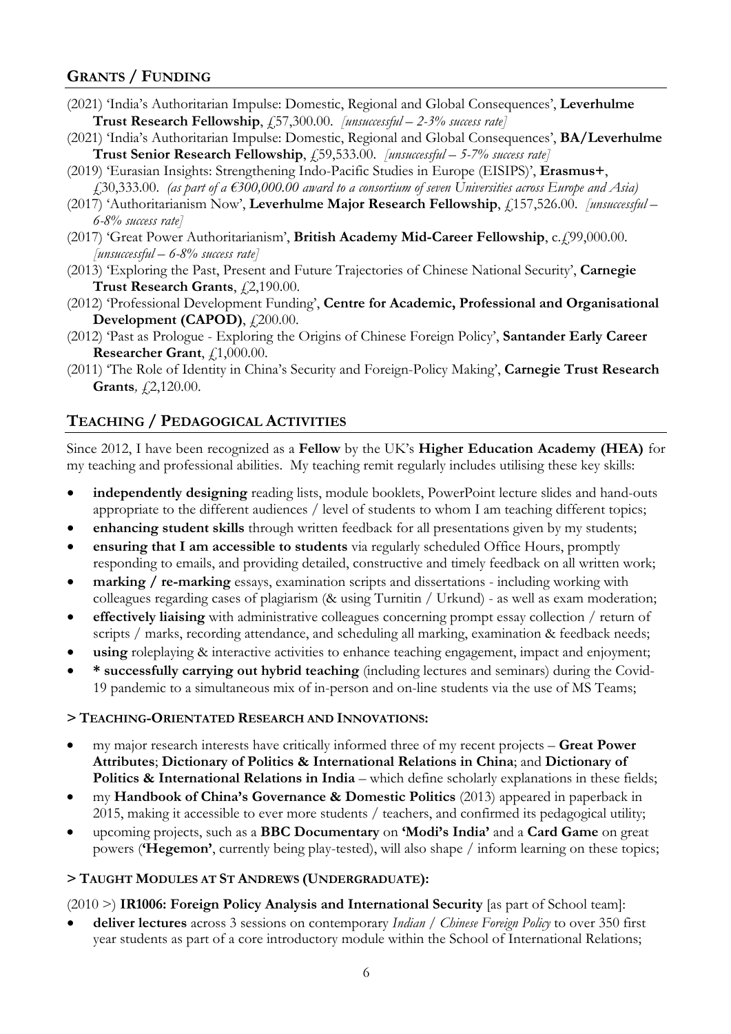## GRANTS / FUNDING

(2021) 'India's Authoritarian Impulse: Domestic, Regional and Global Consequences', **Leverhulme Trust Research Fellowship**, £57,300.00. *[unsuccessful – 2-3% success rate]*

(2021) 'India's Authoritarian Impulse: Domestic, Regional and Global Consequences', **BA/Leverhulme Trust Senior Research Fellowship**, £59,533.00. *[unsuccessful – 5-7% success rate]*

(2019) 'Eurasian Insights: Strengthening Indo-Pacific Studies in Europe (EISIPS)', **Erasmus+**, £30,333.00. *(as part of a €300,000.00 award to a consortium of seven Universities across Europe and Asia)*

(2017) 'Authoritarianism Now', **Leverhulme Major Research Fellowship**, £157,526.00. *[unsuccessful – 6-8% success rate]*

(2017) 'Great Power Authoritarianism', **British Academy Mid-Career Fellowship**, c.£99,000.00. *[unsuccessful – 6-8% success rate]*

(2013) 'Exploring the Past, Present and Future Trajectories of Chinese National Security', **Carnegie Trust Research Grants**, £2,190.00.

(2012) 'Professional Development Funding', **Centre for Academic, Professional and Organisational Development (CAPOD)**, £200.00.

(2012) 'Past as Prologue - Exploring the Origins of Chinese Foreign Policy', **Santander Early Career Researcher Grant**, £1,000.00.

(2011) 'The Role of Identity in China's Security and Foreign-Policy Making', **Carnegie Trust Research Grants**, £2,120.00.

## TEACHING / PEDAGOGICAL ACTIVITIES

Since 2012, I have been recognized as a **Fellow** by the UK's **Higher Education Academy (HEA)** for my teaching and professional abilities. My teaching remit regularly includes utilising these key skills:

- **independently designing** reading lists, module booklets, PowerPoint lecture slides and hand-outs appropriate to the different audiences / level of students to whom I am teaching different topics;
- **enhancing student skills** through written feedback for all presentations given by my students;
- **ensuring that I am accessible to students** via regularly scheduled Office Hours, promptly responding to emails, and providing detailed, constructive and timely feedback on all written work;
- **marking / re-marking** essays, examination scripts and dissertations - including working with colleagues regarding cases of plagiarism (& using Turnitin / Urkund) - as well as exam moderation;
- **effectively liaising** with administrative colleagues concerning prompt essay collection / return of scripts / marks, recording attendance, and scheduling all marking, examination & feedback needs;
- **using** roleplaying & interactive activities to enhance teaching engagement, impact and enjoyment;
- **\* successfully carrying out hybrid teaching** (including lectures and seminars) during the Covid-19 pandemic to a simultaneous mix of in-person and on-line students via the use of MS Teams;

### > TEACHING-ORIENTATED RESEARCH AND INNOVATIONS:

- my major research interests have critically informed three of my recent projects – **Great Power Attributes**; **Dictionary of Politics & International Relations in China**; and **Dictionary of Politics & International Relations in India** – which define scholarly explanations in these fields;
- my **Handbook of China's Governance & Domestic Politics** (2013) appeared in paperback in 2015, making it accessible to ever more students / teachers, and confirmed its pedagogical utility;
- upcoming projects, such as a **BBC Documentary** on **'Modi's India'** and a **Card Game** on great powers (**'Hegemon'**, currently being play-tested), will also shape / inform learning on these topics;

### > TAUGHT MODULES AT ST ANDREWS (UNDERGRADUATE):

(2010 >) **IR1006: Foreign Policy Analysis and International Security** [as part of School team]:

- **deliver lectures** across 3 sessions on contemporary *Indian / Chinese Foreign Policy* to over 350 first year students as part of a core introductory module within the School of International Relations;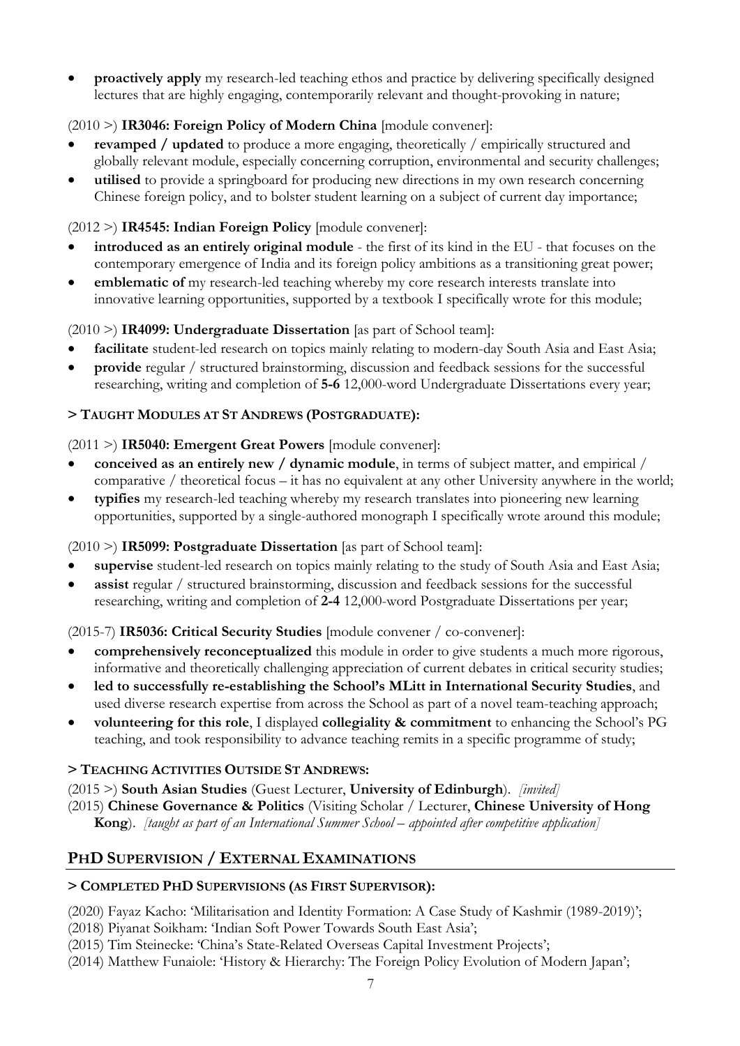- **proactively apply** my research-led teaching ethos and practice by delivering specifically designed lectures that are highly engaging, contemporarily relevant and thought-provoking in nature;

(2010 >) **IR3046: Foreign Policy of Modern China** [module convener]:

- **revamped / updated** to produce a more engaging, theoretically / empirically structured and globally relevant module, especially concerning corruption, environmental and security challenges;
- **utilised** to provide a springboard for producing new directions in my own research concerning Chinese foreign policy, and to bolster student learning on a subject of current day importance;

(2012 >) **IR4545: Indian Foreign Policy** [module convener]:

- **introduced as an entirely original module** - the first of its kind in the EU - that focuses on the contemporary emergence of India and its foreign policy ambitions as a transitioning great power;
- **emblematic of** my research-led teaching whereby my core research interests translate into innovative learning opportunities, supported by a textbook I specifically wrote for this module;

(2010 >) **IR4099: Undergraduate Dissertation** [as part of School team]:

- **facilitate** student-led research on topics mainly relating to modern-day South Asia and East Asia;
- **provide** regular / structured brainstorming, discussion and feedback sessions for the successful researching, writing and completion of **5-6** 12,000-word Undergraduate Dissertations every year;

### > Taught Modules at St Andrews (Postgraduate):

(2011 >) **IR5040: Emergent Great Powers** [module convener]:

- **conceived as an entirely new / dynamic module**, in terms of subject matter, and empirical / comparative / theoretical focus – it has no equivalent at any other University anywhere in the world;
- **typifies** my research-led teaching whereby my research translates into pioneering new learning opportunities, supported by a single-authored monograph I specifically wrote around this module;

(2010 >) **IR5099: Postgraduate Dissertation** [as part of School team]:

- **supervise** student-led research on topics mainly relating to the study of South Asia and East Asia;
- **assist** regular / structured brainstorming, discussion and feedback sessions for the successful researching, writing and completion of **2-4** 12,000-word Postgraduate Dissertations per year;

(2015-7) **IR5036: Critical Security Studies** [module convener / co-convener]:

- **comprehensively reconceptualized** this module in order to give students a much more rigorous, informative and theoretically challenging appreciation of current debates in critical security studies;
- **led to successfully re-establishing the School's MLitt in International Security Studies**, and used diverse research expertise from across the School as part of a novel team-teaching approach;
- **volunteering for this role**, I displayed **collegiality & commitment** to enhancing the School's PG teaching, and took responsibility to advance teaching remits in a specific programme of study;

### > Teaching Activities Outside St Andrews:

(2015 >) **South Asian Studies** (Guest Lecturer, **University of Edinburgh**). *[invited]*
(2015) **Chinese Governance & Politics** (Visiting Scholar / Lecturer, **Chinese University of Hong Kong**). *[taught as part of an International Summer School – appointed after competitive application]*

## PhD Supervision / External Examinations

### > Completed PhD Supervisions (as First Supervisor):

(2020) Fayaz Kacho: 'Militarisation and Identity Formation: A Case Study of Kashmir (1989-2019)';
(2018) Piyanat Soikham: 'Indian Soft Power Towards South East Asia';
(2015) Tim Steinecke: 'China's State-Related Overseas Capital Investment Projects';
(2014) Matthew Funaiole: 'History & Hierarchy: The Foreign Policy Evolution of Modern Japan';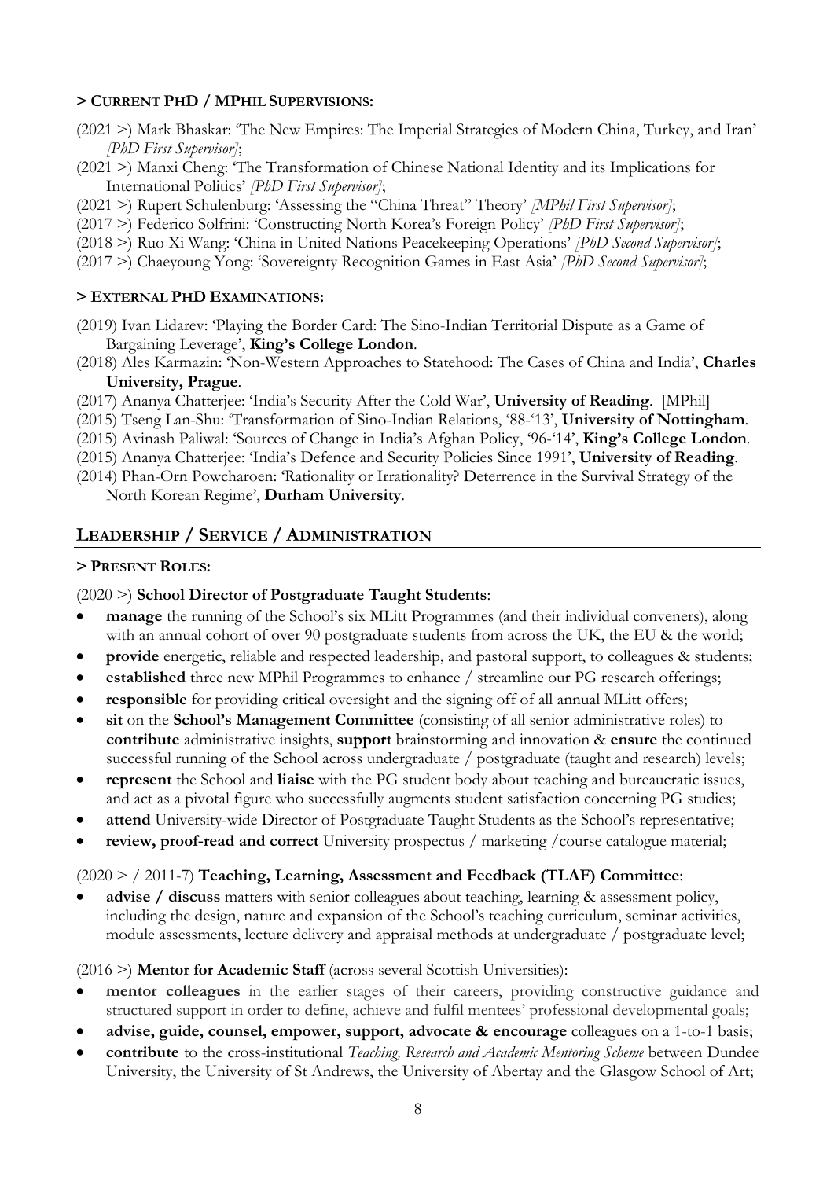**> CURRENT PHD / MPHIL SUPERVISIONS:**

(2021 >) Mark Bhaskar: 'The New Empires: The Imperial Strategies of Modern China, Turkey, and Iran' *[PhD First Supervisor]*;

(2021 >) Manxi Cheng: 'The Transformation of Chinese National Identity and its Implications for International Politics' *[PhD First Supervisor]*;

(2021 >) Rupert Schulenburg: 'Assessing the "China Threat" Theory' *[MPhil First Supervisor]*;

(2017 >) Federico Solfrini: 'Constructing North Korea's Foreign Policy' *[PhD First Supervisor]*;

(2018 >) Ruo Xi Wang: 'China in United Nations Peacekeeping Operations' *[PhD Second Supervisor]*;

(2017 >) Chaeyoung Yong: 'Sovereignty Recognition Games in East Asia' *[PhD Second Supervisor]*;

**> EXTERNAL PHD EXAMINATIONS:**

(2019) Ivan Lidarev: 'Playing the Border Card: The Sino-Indian Territorial Dispute as a Game of Bargaining Leverage', **King's College London**.

(2018) Ales Karmazin: 'Non-Western Approaches to Statehood: The Cases of China and India', **Charles University, Prague**.

(2017) Ananya Chatterjee: 'India's Security After the Cold War', **University of Reading**. [MPhil]

(2015) Tseng Lan-Shu: 'Transformation of Sino-Indian Relations, '88-'13', **University of Nottingham**.

(2015) Avinash Paliwal: 'Sources of Change in India's Afghan Policy, '96-'14', **King's College London**.

(2015) Ananya Chatterjee: 'India's Defence and Security Policies Since 1991', **University of Reading**.

(2014) Phan-Orn Powcharoen: 'Rationality or Irrationality? Deterrence in the Survival Strategy of the North Korean Regime', **Durham University**.

## LEADERSHIP / SERVICE / ADMINISTRATION

**> PRESENT ROLES:**

(2020 >) **School Director of Postgraduate Taught Students**:

- **manage** the running of the School's six MLitt Programmes (and their individual conveners), along with an annual cohort of over 90 postgraduate students from across the UK, the EU & the world;
- **provide** energetic, reliable and respected leadership, and pastoral support, to colleagues & students;
- **established** three new MPhil Programmes to enhance / streamline our PG research offerings;
- **responsible** for providing critical oversight and the signing off of all annual MLitt offers;
- **sit** on the **School's Management Committee** (consisting of all senior administrative roles) to **contribute** administrative insights, **support** brainstorming and innovation & **ensure** the continued successful running of the School across undergraduate / postgraduate (taught and research) levels;
- **represent** the School and **liaise** with the PG student body about teaching and bureaucratic issues, and act as a pivotal figure who successfully augments student satisfaction concerning PG studies;
- **attend** University-wide Director of Postgraduate Taught Students as the School's representative;
- **review, proof-read and correct** University prospectus / marketing /course catalogue material;

(2020 > / 2011-7) **Teaching, Learning, Assessment and Feedback (TLAF) Committee**:

- **advise / discuss** matters with senior colleagues about teaching, learning & assessment policy, including the design, nature and expansion of the School's teaching curriculum, seminar activities, module assessments, lecture delivery and appraisal methods at undergraduate / postgraduate level;

(2016 >) **Mentor for Academic Staff** (across several Scottish Universities):

- **mentor colleagues** in the earlier stages of their careers, providing constructive guidance and structured support in order to define, achieve and fulfil mentees' professional developmental goals;
- **advise, guide, counsel, empower, support, advocate & encourage** colleagues on a 1-to-1 basis;
- **contribute** to the cross-institutional *Teaching, Research and Academic Mentoring Scheme* between Dundee University, the University of St Andrews, the University of Abertay and the Glasgow School of Art;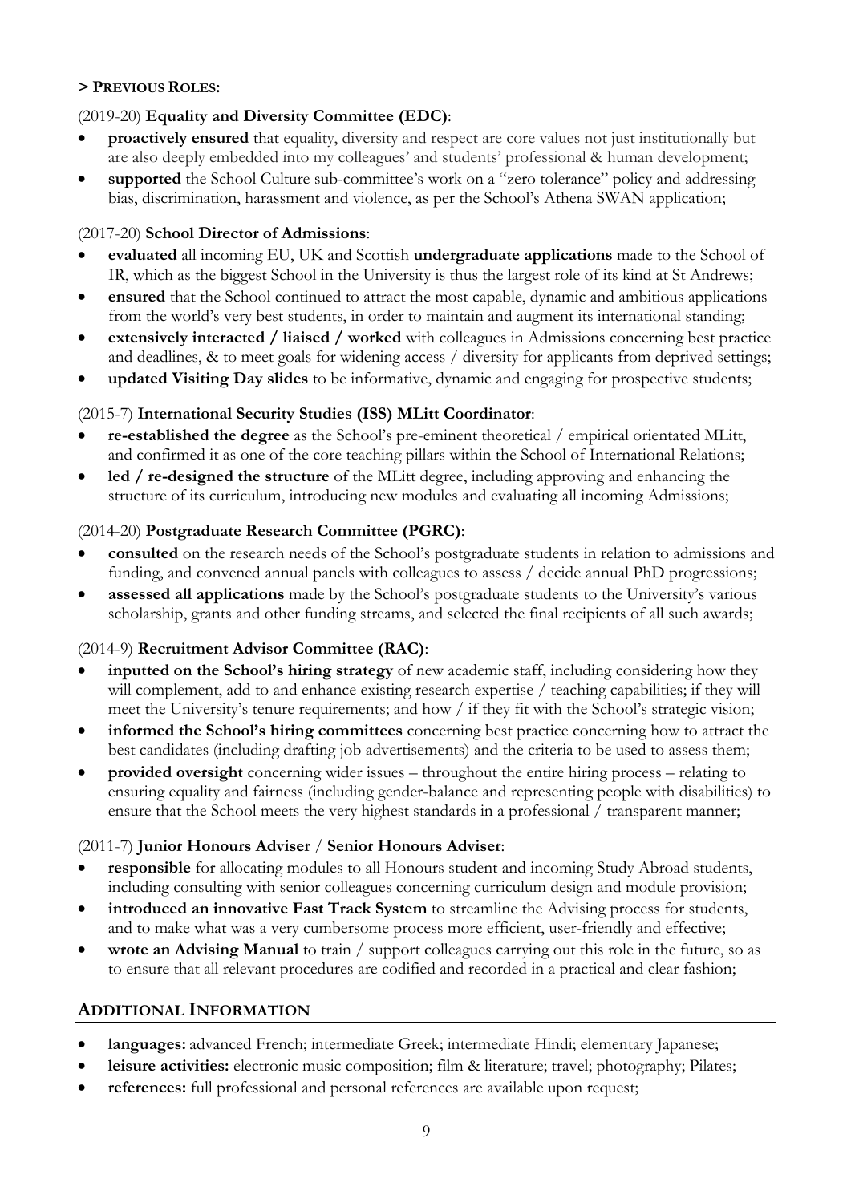**> PREVIOUS ROLES:**

(2019-20) **Equality and Diversity Committee (EDC)**:

- **proactively ensured** that equality, diversity and respect are core values not just institutionally but are also deeply embedded into my colleagues' and students' professional & human development;
- **supported** the School Culture sub-committee's work on a "zero tolerance" policy and addressing bias, discrimination, harassment and violence, as per the School's Athena SWAN application;

(2017-20) **School Director of Admissions**:

- **evaluated** all incoming EU, UK and Scottish **undergraduate applications** made to the School of IR, which as the biggest School in the University is thus the largest role of its kind at St Andrews;
- **ensured** that the School continued to attract the most capable, dynamic and ambitious applications from the world's very best students, in order to maintain and augment its international standing;
- **extensively interacted / liaised / worked** with colleagues in Admissions concerning best practice and deadlines, & to meet goals for widening access / diversity for applicants from deprived settings;
- **updated Visiting Day slides** to be informative, dynamic and engaging for prospective students;

(2015-7) **International Security Studies (ISS) MLitt Coordinator**:

- **re-established the degree** as the School's pre-eminent theoretical / empirical orientated MLitt, and confirmed it as one of the core teaching pillars within the School of International Relations;
- **led / re-designed the structure** of the MLitt degree, including approving and enhancing the structure of its curriculum, introducing new modules and evaluating all incoming Admissions;

(2014-20) **Postgraduate Research Committee (PGRC)**:

- **consulted** on the research needs of the School's postgraduate students in relation to admissions and funding, and convened annual panels with colleagues to assess / decide annual PhD progressions;
- **assessed all applications** made by the School's postgraduate students to the University's various scholarship, grants and other funding streams, and selected the final recipients of all such awards;

(2014-9) **Recruitment Advisor Committee (RAC)**:

- **inputted on the School's hiring strategy** of new academic staff, including considering how they will complement, add to and enhance existing research expertise / teaching capabilities; if they will meet the University's tenure requirements; and how / if they fit with the School's strategic vision;
- **informed the School's hiring committees** concerning best practice concerning how to attract the best candidates (including drafting job advertisements) and the criteria to be used to assess them;
- **provided oversight** concerning wider issues – throughout the entire hiring process – relating to ensuring equality and fairness (including gender-balance and representing people with disabilities) to ensure that the School meets the very highest standards in a professional / transparent manner;

(2011-7) **Junior Honours Adviser** / **Senior Honours Adviser**:

- **responsible** for allocating modules to all Honours student and incoming Study Abroad students, including consulting with senior colleagues concerning curriculum design and module provision;
- **introduced an innovative Fast Track System** to streamline the Advising process for students, and to make what was a very cumbersome process more efficient, user-friendly and effective;
- **wrote an Advising Manual** to train / support colleagues carrying out this role in the future, so as to ensure that all relevant procedures are codified and recorded in a practical and clear fashion;

## ADDITIONAL INFORMATION

- **languages:** advanced French; intermediate Greek; intermediate Hindi; elementary Japanese;
- **leisure activities:** electronic music composition; film & literature; travel; photography; Pilates;
- **references:** full professional and personal references are available upon request;